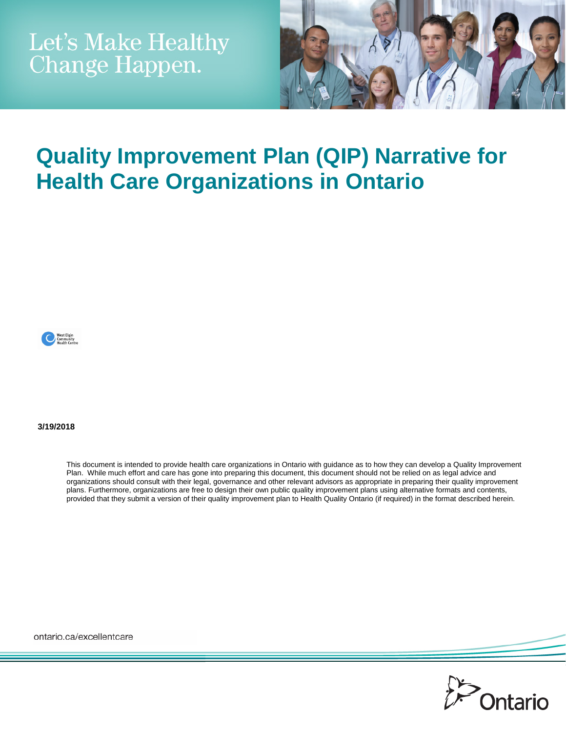Let's Make Healthy Change Happen.

# Quality Improvement Plan (QIP) Narrative for Health Care Organizations in Ontario

West Elgin Community Health Centre

**3/19/2018**

This document is intended to provide health care organizations in Ontario with guidance as to how they can develop a Quality Improvement Plan. While much effort and care has gone into preparing this document, this document should not be relied on as legal advice and organizations should consult with their legal, governance and other relevant advisors as appropriate in preparing their quality improvement plans. Furthermore, organizations are free to design their own public quality improvement plans using alternative formats and contents, provided that they submit a version of their quality improvement plan to Health Quality Ontario (if required) in the format described herein.

ontario.ca/excellentcare

Ontario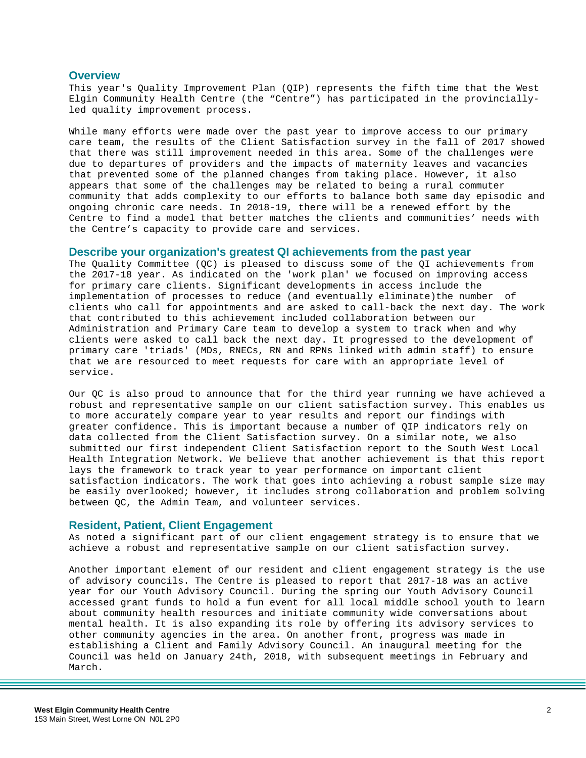## Overview

This year's Quality Improvement Plan (QIP) represents the fifth time that the West Elgin Community Health Centre (the "Centre") has participated in the provincially-led quality improvement process.

While many efforts were made over the past year to improve access to our primary care team, the results of the Client Satisfaction survey in the fall of 2017 showed that there was still improvement needed in this area. Some of the challenges were due to departures of providers and the impacts of maternity leaves and vacancies that prevented some of the planned changes from taking place. However, it also appears that some of the challenges may be related to being a rural commuter community that adds complexity to our efforts to balance both same day episodic and ongoing chronic care needs. In 2018-19, there will be a renewed effort by the Centre to find a model that better matches the clients and communities' needs with the Centre's capacity to provide care and services.

## Describe your organization's greatest QI achievements from the past year

The Quality Committee (QC) is pleased to discuss some of the QI achievements from the 2017-18 year. As indicated on the 'work plan' we focused on improving access for primary care clients. Significant developments in access include the implementation of processes to reduce (and eventually eliminate)the number of clients who call for appointments and are asked to call-back the next day. The work that contributed to this achievement included collaboration between our Administration and Primary Care team to develop a system to track when and why clients were asked to call back the next day. It progressed to the development of primary care 'triads' (MDs, RNECs, RN and RPNs linked with admin staff) to ensure that we are resourced to meet requests for care with an appropriate level of service.

Our QC is also proud to announce that for the third year running we have achieved a robust and representative sample on our client satisfaction survey. This enables us to more accurately compare year to year results and report our findings with greater confidence. This is important because a number of QIP indicators rely on data collected from the Client Satisfaction survey. On a similar note, we also submitted our first independent Client Satisfaction report to the South West Local Health Integration Network. We believe that another achievement is that this report lays the framework to track year to year performance on important client satisfaction indicators. The work that goes into achieving a robust sample size may be easily overlooked; however, it includes strong collaboration and problem solving between QC, the Admin Team, and volunteer services.

## Resident, Patient, Client Engagement

As noted a significant part of our client engagement strategy is to ensure that we achieve a robust and representative sample on our client satisfaction survey.

Another important element of our resident and client engagement strategy is the use of advisory councils. The Centre is pleased to report that 2017-18 was an active year for our Youth Advisory Council. During the spring our Youth Advisory Council accessed grant funds to hold a fun event for all local middle school youth to learn about community health resources and initiate community wide conversations about mental health. It is also expanding its role by offering its advisory services to other community agencies in the area. On another front, progress was made in establishing a Client and Family Advisory Council. An inaugural meeting for the Council was held on January 24th, 2018, with subsequent meetings in February and March.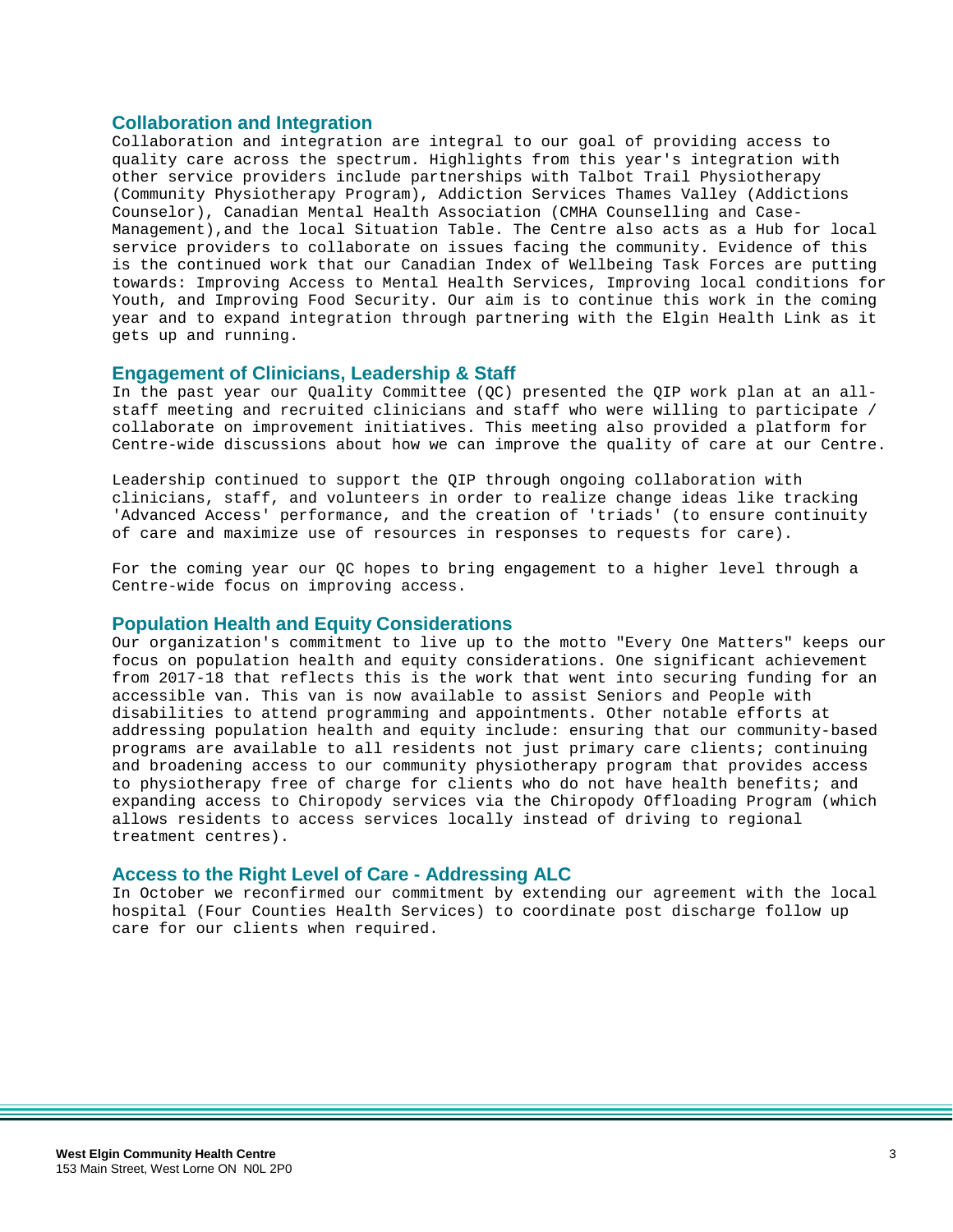## Collaboration and Integration

Collaboration and integration are integral to our goal of providing access to quality care across the spectrum. Highlights from this year's integration with other service providers include partnerships with Talbot Trail Physiotherapy (Community Physiotherapy Program), Addiction Services Thames Valley (Addictions Counselor), Canadian Mental Health Association (CMHA Counselling and Case-Management),and the local Situation Table. The Centre also acts as a Hub for local service providers to collaborate on issues facing the community. Evidence of this is the continued work that our Canadian Index of Wellbeing Task Forces are putting towards: Improving Access to Mental Health Services, Improving local conditions for Youth, and Improving Food Security. Our aim is to continue this work in the coming year and to expand integration through partnering with the Elgin Health Link as it gets up and running.

## Engagement of Clinicians, Leadership & Staff

In the past year our Quality Committee (QC) presented the QIP work plan at an all-staff meeting and recruited clinicians and staff who were willing to participate / collaborate on improvement initiatives. This meeting also provided a platform for Centre-wide discussions about how we can improve the quality of care at our Centre.

Leadership continued to support the QIP through ongoing collaboration with clinicians, staff, and volunteers in order to realize change ideas like tracking 'Advanced Access' performance, and the creation of 'triads' (to ensure continuity of care and maximize use of resources in responses to requests for care).

For the coming year our QC hopes to bring engagement to a higher level through a Centre-wide focus on improving access.

## Population Health and Equity Considerations

Our organization's commitment to live up to the motto "Every One Matters" keeps our focus on population health and equity considerations. One significant achievement from 2017-18 that reflects this is the work that went into securing funding for an accessible van. This van is now available to assist Seniors and People with disabilities to attend programming and appointments. Other notable efforts at addressing population health and equity include: ensuring that our community-based programs are available to all residents not just primary care clients; continuing and broadening access to our community physiotherapy program that provides access to physiotherapy free of charge for clients who do not have health benefits; and expanding access to Chiropody services via the Chiropody Offloading Program (which allows residents to access services locally instead of driving to regional treatment centres).

## Access to the Right Level of Care - Addressing ALC

In October we reconfirmed our commitment by extending our agreement with the local hospital (Four Counties Health Services) to coordinate post discharge follow up care for our clients when required.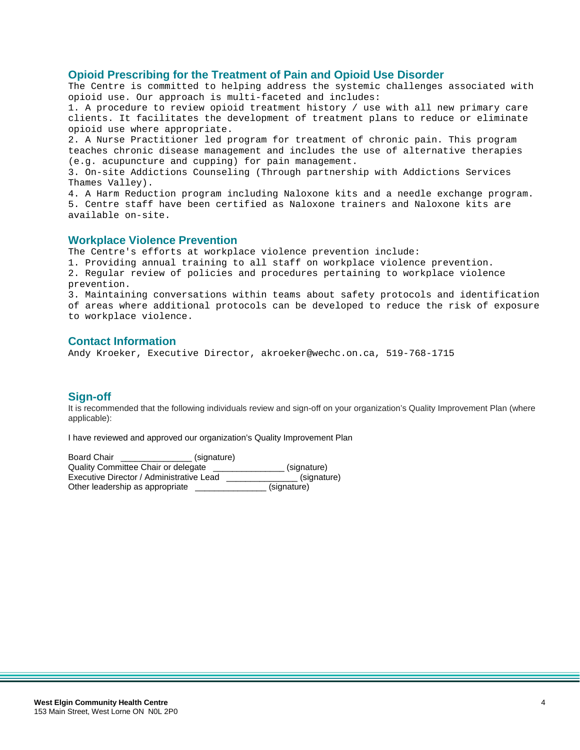## Opioid Prescribing for the Treatment of Pain and Opioid Use Disorder

The Centre is committed to helping address the systemic challenges associated with opioid use. Our approach is multi-faceted and includes:

1. A procedure to review opioid treatment history / use with all new primary care clients. It facilitates the development of treatment plans to reduce or eliminate opioid use where appropriate.
2. A Nurse Practitioner led program for treatment of chronic pain. This program teaches chronic disease management and includes the use of alternative therapies (e.g. acupuncture and cupping) for pain management.
3. On-site Addictions Counseling (Through partnership with Addictions Services Thames Valley).
4. A Harm Reduction program including Naloxone kits and a needle exchange program.
5. Centre staff have been certified as Naloxone trainers and Naloxone kits are available on-site.

## Workplace Violence Prevention

The Centre's efforts at workplace violence prevention include:

1. Providing annual training to all staff on workplace violence prevention.
2. Regular review of policies and procedures pertaining to workplace violence prevention.
3. Maintaining conversations within teams about safety protocols and identification of areas where additional protocols can be developed to reduce the risk of exposure to workplace violence.

## Contact Information

Andy Kroeker, Executive Director, akroeker@wechc.on.ca, 519-768-1715

## Sign-off

It is recommended that the following individuals review and sign-off on your organization's Quality Improvement Plan (where applicable):

I have reviewed and approved our organization's Quality Improvement Plan

Board Chair _______________ (signature)
Quality Committee Chair or delegate _______________ (signature)
Executive Director / Administrative Lead _______________ (signature)
Other leadership as appropriate _______________ (signature)